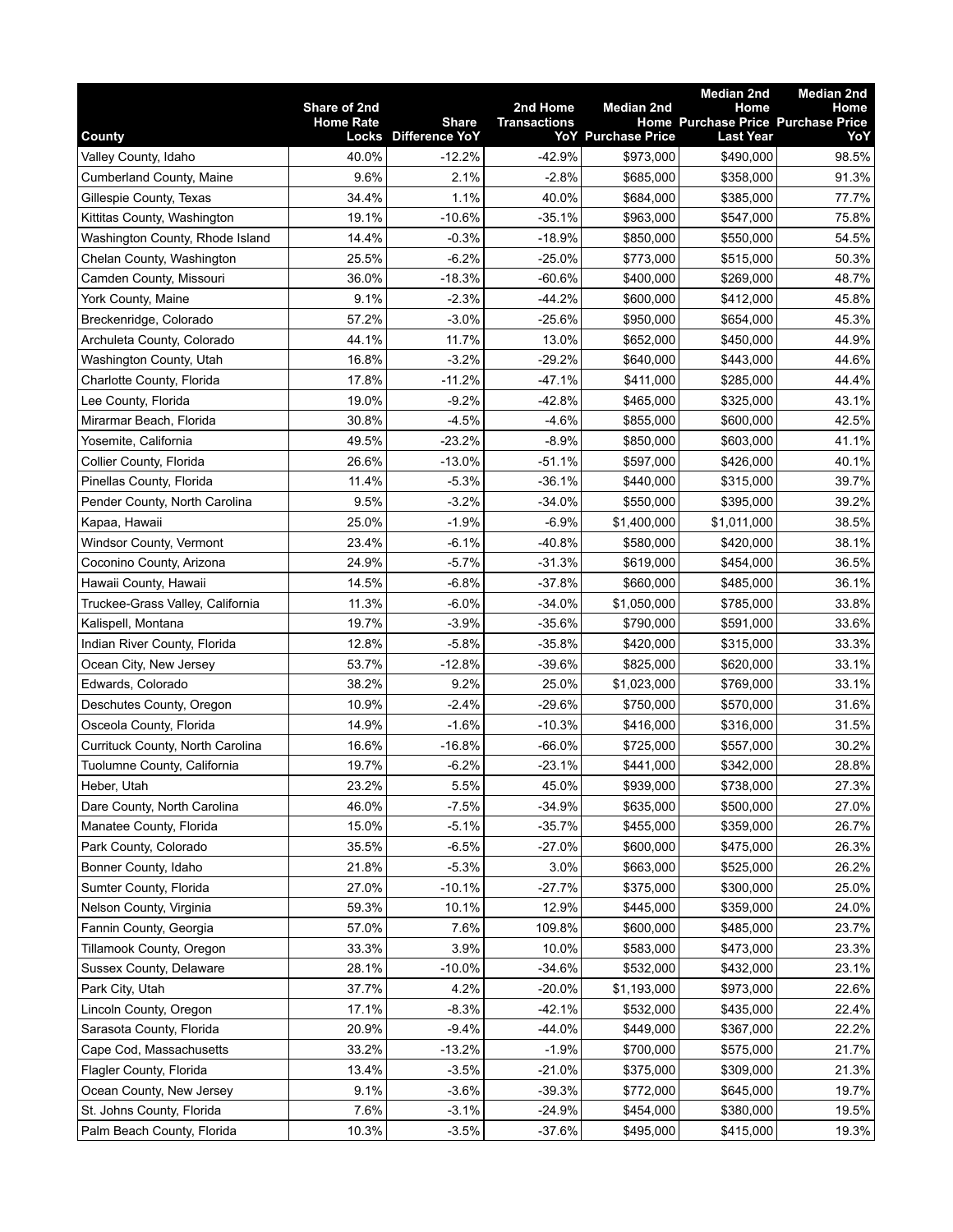| County | Share of 2nd Home Rate Locks | Share Difference YoY | 2nd Home Transactions YoY | Median 2nd Purchase Price | Median 2nd Home Purchase Price Last Year | Median 2nd Home Purchase Price YoY |
|---|---|---|---|---|---|---|
| Valley County, Idaho | 40.0% | -12.2% | -42.9% | $973,000 | $490,000 | 98.5% |
| Cumberland County, Maine | 9.6% | 2.1% | -2.8% | $685,000 | $358,000 | 91.3% |
| Gillespie County, Texas | 34.4% | 1.1% | 40.0% | $684,000 | $385,000 | 77.7% |
| Kittitas County, Washington | 19.1% | -10.6% | -35.1% | $963,000 | $547,000 | 75.8% |
| Washington County, Rhode Island | 14.4% | -0.3% | -18.9% | $850,000 | $550,000 | 54.5% |
| Chelan County, Washington | 25.5% | -6.2% | -25.0% | $773,000 | $515,000 | 50.3% |
| Camden County, Missouri | 36.0% | -18.3% | -60.6% | $400,000 | $269,000 | 48.7% |
| York County, Maine | 9.1% | -2.3% | -44.2% | $600,000 | $412,000 | 45.8% |
| Breckenridge, Colorado | 57.2% | -3.0% | -25.6% | $950,000 | $654,000 | 45.3% |
| Archuleta County, Colorado | 44.1% | 11.7% | 13.0% | $652,000 | $450,000 | 44.9% |
| Washington County, Utah | 16.8% | -3.2% | -29.2% | $640,000 | $443,000 | 44.6% |
| Charlotte County, Florida | 17.8% | -11.2% | -47.1% | $411,000 | $285,000 | 44.4% |
| Lee County, Florida | 19.0% | -9.2% | -42.8% | $465,000 | $325,000 | 43.1% |
| Mirarmar Beach, Florida | 30.8% | -4.5% | -4.6% | $855,000 | $600,000 | 42.5% |
| Yosemite, California | 49.5% | -23.2% | -8.9% | $850,000 | $603,000 | 41.1% |
| Collier County, Florida | 26.6% | -13.0% | -51.1% | $597,000 | $426,000 | 40.1% |
| Pinellas County, Florida | 11.4% | -5.3% | -36.1% | $440,000 | $315,000 | 39.7% |
| Pender County, North Carolina | 9.5% | -3.2% | -34.0% | $550,000 | $395,000 | 39.2% |
| Kapaa, Hawaii | 25.0% | -1.9% | -6.9% | $1,400,000 | $1,011,000 | 38.5% |
| Windsor County, Vermont | 23.4% | -6.1% | -40.8% | $580,000 | $420,000 | 38.1% |
| Coconino County, Arizona | 24.9% | -5.7% | -31.3% | $619,000 | $454,000 | 36.5% |
| Hawaii County, Hawaii | 14.5% | -6.8% | -37.8% | $660,000 | $485,000 | 36.1% |
| Truckee-Grass Valley, California | 11.3% | -6.0% | -34.0% | $1,050,000 | $785,000 | 33.8% |
| Kalispell, Montana | 19.7% | -3.9% | -35.6% | $790,000 | $591,000 | 33.6% |
| Indian River County, Florida | 12.8% | -5.8% | -35.8% | $420,000 | $315,000 | 33.3% |
| Ocean City, New Jersey | 53.7% | -12.8% | -39.6% | $825,000 | $620,000 | 33.1% |
| Edwards, Colorado | 38.2% | 9.2% | 25.0% | $1,023,000 | $769,000 | 33.1% |
| Deschutes County, Oregon | 10.9% | -2.4% | -29.6% | $750,000 | $570,000 | 31.6% |
| Osceola County, Florida | 14.9% | -1.6% | -10.3% | $416,000 | $316,000 | 31.5% |
| Currituck County, North Carolina | 16.6% | -16.8% | -66.0% | $725,000 | $557,000 | 30.2% |
| Tuolumne County, California | 19.7% | -6.2% | -23.1% | $441,000 | $342,000 | 28.8% |
| Heber, Utah | 23.2% | 5.5% | 45.0% | $939,000 | $738,000 | 27.3% |
| Dare County, North Carolina | 46.0% | -7.5% | -34.9% | $635,000 | $500,000 | 27.0% |
| Manatee County, Florida | 15.0% | -5.1% | -35.7% | $455,000 | $359,000 | 26.7% |
| Park County, Colorado | 35.5% | -6.5% | -27.0% | $600,000 | $475,000 | 26.3% |
| Bonner County, Idaho | 21.8% | -5.3% | 3.0% | $663,000 | $525,000 | 26.2% |
| Sumter County, Florida | 27.0% | -10.1% | -27.7% | $375,000 | $300,000 | 25.0% |
| Nelson County, Virginia | 59.3% | 10.1% | 12.9% | $445,000 | $359,000 | 24.0% |
| Fannin County, Georgia | 57.0% | 7.6% | 109.8% | $600,000 | $485,000 | 23.7% |
| Tillamook County, Oregon | 33.3% | 3.9% | 10.0% | $583,000 | $473,000 | 23.3% |
| Sussex County, Delaware | 28.1% | -10.0% | -34.6% | $532,000 | $432,000 | 23.1% |
| Park City, Utah | 37.7% | 4.2% | -20.0% | $1,193,000 | $973,000 | 22.6% |
| Lincoln County, Oregon | 17.1% | -8.3% | -42.1% | $532,000 | $435,000 | 22.4% |
| Sarasota County, Florida | 20.9% | -9.4% | -44.0% | $449,000 | $367,000 | 22.2% |
| Cape Cod, Massachusetts | 33.2% | -13.2% | -1.9% | $700,000 | $575,000 | 21.7% |
| Flagler County, Florida | 13.4% | -3.5% | -21.0% | $375,000 | $309,000 | 21.3% |
| Ocean County, New Jersey | 9.1% | -3.6% | -39.3% | $772,000 | $645,000 | 19.7% |
| St. Johns County, Florida | 7.6% | -3.1% | -24.9% | $454,000 | $380,000 | 19.5% |
| Palm Beach County, Florida | 10.3% | -3.5% | -37.6% | $495,000 | $415,000 | 19.3% |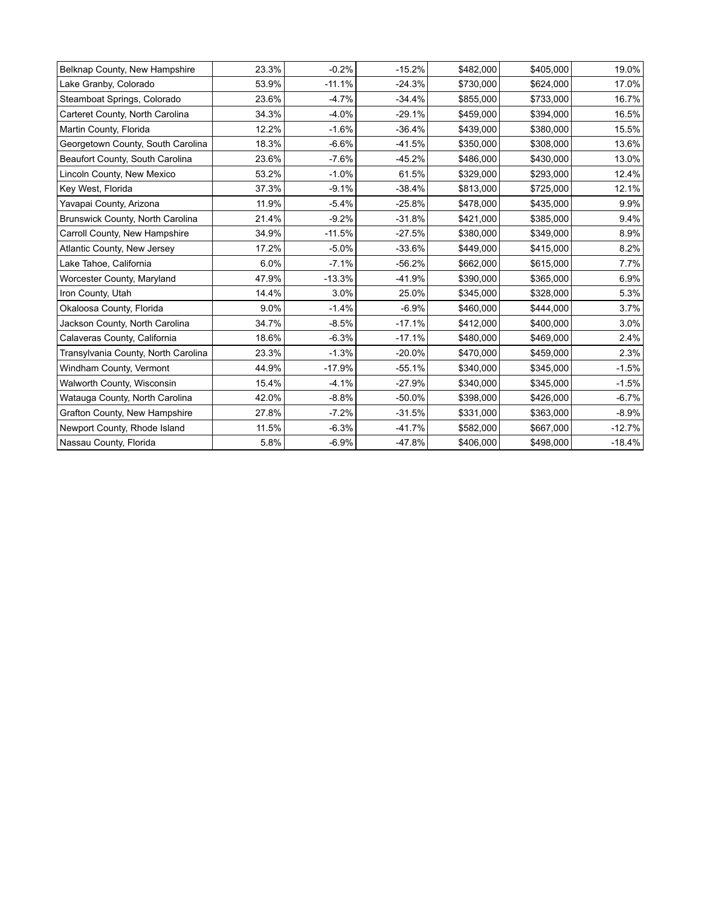| | | | | | | |
|---|---|---|---|---|---|---|
| Belknap County, New Hampshire | 23.3% | -0.2% | -15.2% | $482,000 | $405,000 | 19.0% |
| Lake Granby, Colorado | 53.9% | -11.1% | -24.3% | $730,000 | $624,000 | 17.0% |
| Steamboat Springs, Colorado | 23.6% | -4.7% | -34.4% | $855,000 | $733,000 | 16.7% |
| Carteret County, North Carolina | 34.3% | -4.0% | -29.1% | $459,000 | $394,000 | 16.5% |
| Martin County, Florida | 12.2% | -1.6% | -36.4% | $439,000 | $380,000 | 15.5% |
| Georgetown County, South Carolina | 18.3% | -6.6% | -41.5% | $350,000 | $308,000 | 13.6% |
| Beaufort County, South Carolina | 23.6% | -7.6% | -45.2% | $486,000 | $430,000 | 13.0% |
| Lincoln County, New Mexico | 53.2% | -1.0% | 61.5% | $329,000 | $293,000 | 12.4% |
| Key West, Florida | 37.3% | -9.1% | -38.4% | $813,000 | $725,000 | 12.1% |
| Yavapai County, Arizona | 11.9% | -5.4% | -25.8% | $478,000 | $435,000 | 9.9% |
| Brunswick County, North Carolina | 21.4% | -9.2% | -31.8% | $421,000 | $385,000 | 9.4% |
| Carroll County, New Hampshire | 34.9% | -11.5% | -27.5% | $380,000 | $349,000 | 8.9% |
| Atlantic County, New Jersey | 17.2% | -5.0% | -33.6% | $449,000 | $415,000 | 8.2% |
| Lake Tahoe, California | 6.0% | -7.1% | -56.2% | $662,000 | $615,000 | 7.7% |
| Worcester County, Maryland | 47.9% | -13.3% | -41.9% | $390,000 | $365,000 | 6.9% |
| Iron County, Utah | 14.4% | 3.0% | 25.0% | $345,000 | $328,000 | 5.3% |
| Okaloosa County, Florida | 9.0% | -1.4% | -6.9% | $460,000 | $444,000 | 3.7% |
| Jackson County, North Carolina | 34.7% | -8.5% | -17.1% | $412,000 | $400,000 | 3.0% |
| Calaveras County, California | 18.6% | -6.3% | -17.1% | $480,000 | $469,000 | 2.4% |
| Transylvania County, North Carolina | 23.3% | -1.3% | -20.0% | $470,000 | $459,000 | 2.3% |
| Windham County, Vermont | 44.9% | -17.9% | -55.1% | $340,000 | $345,000 | -1.5% |
| Walworth County, Wisconsin | 15.4% | -4.1% | -27.9% | $340,000 | $345,000 | -1.5% |
| Watauga County, North Carolina | 42.0% | -8.8% | -50.0% | $398,000 | $426,000 | -6.7% |
| Grafton County, New Hampshire | 27.8% | -7.2% | -31.5% | $331,000 | $363,000 | -8.9% |
| Newport County, Rhode Island | 11.5% | -6.3% | -41.7% | $582,000 | $667,000 | -12.7% |
| Nassau County, Florida | 5.8% | -6.9% | -47.8% | $406,000 | $498,000 | -18.4% |